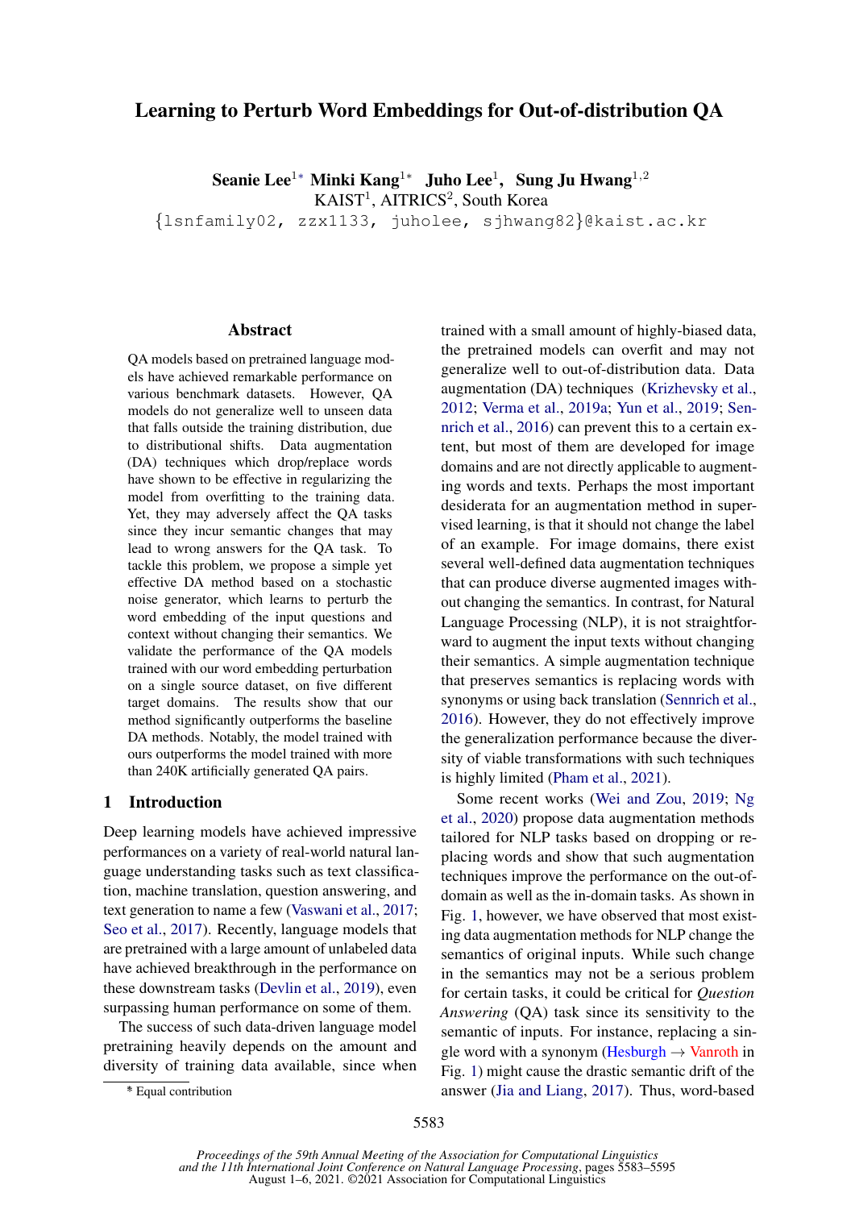# Learning to Perturb Word Embeddings for Out-of-distribution QA

**Seanie Lee**[1*] **Minki Kang**[1*] **Juho Lee**[1], **Sung Ju Hwang**[1,2]
KAIST[1], AITRICS[2], South Korea
{lsnfamily02, zzx1133, juholee, sjhwang82}@kaist.ac.kr

## Abstract

QA models based on pretrained language models have achieved remarkable performance on various benchmark datasets. However, QA models do not generalize well to unseen data that falls outside the training distribution, due to distributional shifts. Data augmentation (DA) techniques which drop/replace words have shown to be effective in regularizing the model from overfitting to the training data. Yet, they may adversely affect the QA tasks since they incur semantic changes that may lead to wrong answers for the QA task. To tackle this problem, we propose a simple yet effective DA method based on a stochastic noise generator, which learns to perturb the word embedding of the input questions and context without changing their semantics. We validate the performance of the QA models trained with our word embedding perturbation on a single source dataset, on five different target domains. The results show that our method significantly outperforms the baseline DA methods. Notably, the model trained with ours outperforms the model trained with more than 240K artificially generated QA pairs.

## 1 Introduction

Deep learning models have achieved impressive performances on a variety of real-world natural language understanding tasks such as text classification, machine translation, question answering, and text generation to name a few (Vaswani et al., 2017; Seo et al., 2017). Recently, language models that are pretrained with a large amount of unlabeled data have achieved breakthrough in the performance on these downstream tasks (Devlin et al., 2019), even surpassing human performance on some of them.

The success of such data-driven language model pretraining heavily depends on the amount and diversity of training data available, since when trained with a small amount of highly-biased data, the pretrained models can overfit and may not generalize well to out-of-distribution data. Data augmentation (DA) techniques (Krizhevsky et al., 2012; Verma et al., 2019a; Yun et al., 2019; Sennrich et al., 2016) can prevent this to a certain extent, but most of them are developed for image domains and are not directly applicable to augmenting words and texts. Perhaps the most important desiderata for an augmentation method in supervised learning, is that it should not change the label of an example. For image domains, there exist several well-defined data augmentation techniques that can produce diverse augmented images without changing the semantics. In contrast, for Natural Language Processing (NLP), it is not straightforward to augment the input texts without changing their semantics. A simple augmentation technique that preserves semantics is replacing words with synonyms or using back translation (Sennrich et al., 2016). However, they do not effectively improve the generalization performance because the diversity of viable transformations with such techniques is highly limited (Pham et al., 2021).

Some recent works (Wei and Zou, 2019; Ng et al., 2020) propose data augmentation methods tailored for NLP tasks based on dropping or replacing words and show that such augmentation techniques improve the performance on the out-of-domain as well as the in-domain tasks. As shown in Fig. 1, however, we have observed that most existing data augmentation methods for NLP change the semantics of original inputs. While such change in the semantics may not be a serious problem for certain tasks, it could be critical for *Question Answering* (QA) task since its sensitivity to the semantic of inputs. For instance, replacing a single word with a synonym (Hesburgh → Vanroth in Fig. 1) might cause the drastic semantic drift of the answer (Jia and Liang, 2017). Thus, word-based

* Equal contribution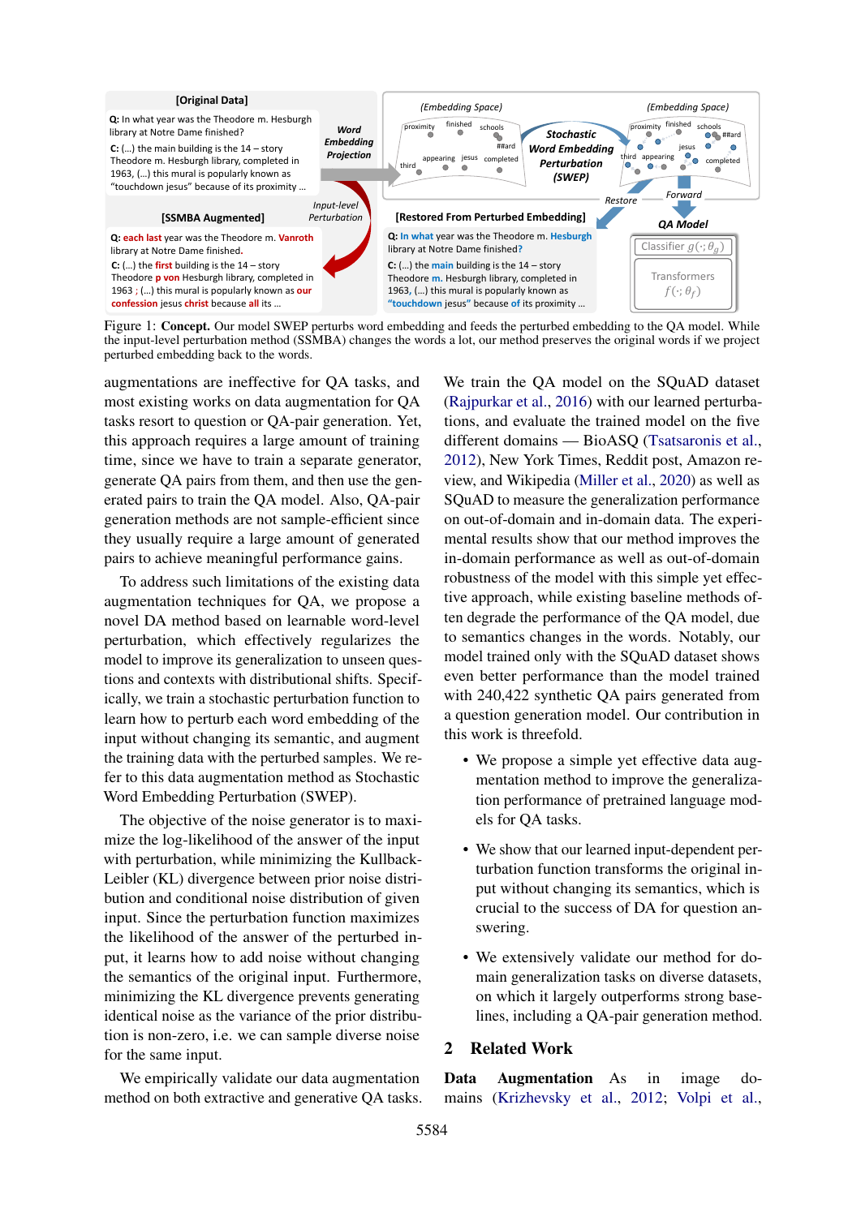Figure 1: **Concept.** Our model SWEP perturbs word embedding and feeds the perturbed embedding to the QA model. While the input-level perturbation method (SSMBA) changes the words a lot, our method preserves the original words if we project perturbed embedding back to the words.

augmentations are ineffective for QA tasks, and most existing works on data augmentation for QA tasks resort to question or QA-pair generation. Yet, this approach requires a large amount of training time, since we have to train a separate generator, generate QA pairs from them, and then use the generated pairs to train the QA model. Also, QA-pair generation methods are not sample-efficient since they usually require a large amount of generated pairs to achieve meaningful performance gains.

To address such limitations of the existing data augmentation techniques for QA, we propose a novel DA method based on learnable word-level perturbation, which effectively regularizes the model to improve its generalization to unseen questions and contexts with distributional shifts. Specifically, we train a stochastic perturbation function to learn how to perturb each word embedding of the input without changing its semantic, and augment the training data with the perturbed samples. We refer to this data augmentation method as Stochastic Word Embedding Perturbation (SWEP).

The objective of the noise generator is to maximize the log-likelihood of the answer of the input with perturbation, while minimizing the Kullback-Leibler (KL) divergence between prior noise distribution and conditional noise distribution of given input. Since the perturbation function maximizes the likelihood of the answer of the perturbed input, it learns how to add noise without changing the semantics of the original input. Furthermore, minimizing the KL divergence prevents generating identical noise as the variance of the prior distribution is non-zero, i.e. we can sample diverse noise for the same input.

We empirically validate our data augmentation method on both extractive and generative QA tasks. We train the QA model on the SQuAD dataset (Rajpurkar et al., 2016) with our learned perturbations, and evaluate the trained model on the five different domains — BioASQ (Tsatsaronis et al., 2012), New York Times, Reddit post, Amazon review, and Wikipedia (Miller et al., 2020) as well as SQuAD to measure the generalization performance on out-of-domain and in-domain data. The experimental results show that our method improves the in-domain performance as well as out-of-domain robustness of the model with this simple yet effective approach, while existing baseline methods often degrade the performance of the QA model, due to semantics changes in the words. Notably, our model trained only with the SQuAD dataset shows even better performance than the model trained with 240,422 synthetic QA pairs generated from a question generation model. Our contribution in this work is threefold.

- We propose a simple yet effective data augmentation method to improve the generalization performance of pretrained language models for QA tasks.
- We show that our learned input-dependent perturbation function transforms the original input without changing its semantics, which is crucial to the success of DA for question answering.
- We extensively validate our method for domain generalization tasks on diverse datasets, on which it largely outperforms strong baselines, including a QA-pair generation method.

## 2 Related Work

**Data Augmentation** As in image domains (Krizhevsky et al., 2012; Volpi et al.,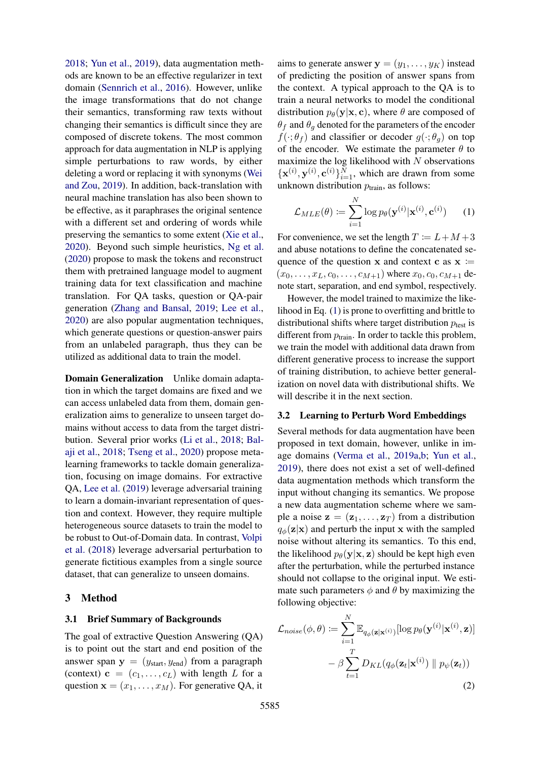2018; Yun et al., 2019), data augmentation methods are known to be an effective regularizer in text domain (Sennrich et al., 2016). However, unlike the image transformations that do not change their semantics, transforming raw texts without changing their semantics is difficult since they are composed of discrete tokens. The most common approach for data augmentation in NLP is applying simple perturbations to raw words, by either deleting a word or replacing it with synonyms (Wei and Zou, 2019). In addition, back-translation with neural machine translation has also been shown to be effective, as it paraphrases the original sentence with a different set and ordering of words while preserving the semantics to some extent (Xie et al., 2020). Beyond such simple heuristics, Ng et al. (2020) propose to mask the tokens and reconstruct them with pretrained language model to augment training data for text classification and machine translation. For QA tasks, question or QA-pair generation (Zhang and Bansal, 2019; Lee et al., 2020) are also popular augmentation techniques, which generate questions or question-answer pairs from an unlabeled paragraph, thus they can be utilized as additional data to train the model.

**Domain Generalization** Unlike domain adaptation in which the target domains are fixed and we can access unlabeled data from them, domain generalization aims to generalize to unseen target domains without access to data from the target distribution. Several prior works (Li et al., 2018; Balaji et al., 2018; Tseng et al., 2020) propose meta-learning frameworks to tackle domain generalization, focusing on image domains. For extractive QA, Lee et al. (2019) leverage adversarial training to learn a domain-invariant representation of question and context. However, they require multiple heterogeneous source datasets to train the model to be robust to Out-of-Domain data. In contrast, Volpi et al. (2018) leverage adversarial perturbation to generate fictitious examples from a single source dataset, that can generalize to unseen domains.

# 3 Method

## 3.1 Brief Summary of Backgrounds

The goal of extractive Question Answering (QA) is to point out the start and end position of the answer span $\mathbf{y} = (y_{\text{start}}, y_{\text{end}})$ from a paragraph (context) $\mathbf{c} = (c_1, \ldots, c_L)$ with length $L$ for a question $\mathbf{x} = (x_1, \ldots, x_M)$. For generative QA, it aims to generate answer $\mathbf{y} = (y_1, \ldots, y_K)$ instead of predicting the position of answer spans from the context. A typical approach to the QA is to train a neural networks to model the conditional distribution $p_\theta(\mathbf{y}|\mathbf{x}, \mathbf{c})$, where $\theta$ are composed of $\theta_f$ and $\theta_g$ denoted for the parameters of the encoder $f(\cdot;\theta_f)$ and classifier or decoder $g(\cdot;\theta_g)$ on top of the encoder. We estimate the parameter $\theta$ to maximize the log likelihood with $N$ observations $\{\mathbf{x}^{(i)}, \mathbf{y}^{(i)}, \mathbf{c}^{(i)}\}_{i=1}^N$, which are drawn from some unknown distribution $p_{\text{train}}$, as follows:

$$\mathcal{L}_{MLE}(\theta) \coloneqq \sum_{i=1}^{N} \log p_\theta(\mathbf{y}^{(i)}|\mathbf{x}^{(i)}, \mathbf{c}^{(i)}) \tag{1}$$

For convenience, we set the length $T \coloneqq L+M+3$ and abuse notations to define the concatenated sequence of the question $\mathbf{x}$ and context $\mathbf{c}$ as $\mathbf{x} \coloneqq (x_0, \ldots, x_L, c_0, \ldots, c_{M+1})$ where $x_0, c_0, c_{M+1}$ denote start, separation, and end symbol, respectively.

However, the model trained to maximize the likelihood in Eq. (1) is prone to overfitting and brittle to distributional shifts where target distribution $p_{\text{test}}$ is different from $p_{\text{train}}$. In order to tackle this problem, we train the model with additional data drawn from different generative process to increase the support of training distribution, to achieve better generalization on novel data with distributional shifts. We will describe it in the next section.

## 3.2 Learning to Perturb Word Embeddings

Several methods for data augmentation have been proposed in text domain, however, unlike in image domains (Verma et al., 2019a,b; Yun et al., 2019), there does not exist a set of well-defined data augmentation methods which transform the input without changing its semantics. We propose a new data augmentation scheme where we sample a noise $\mathbf{z} = (\mathbf{z}_1, \ldots, \mathbf{z}_T)$ from a distribution $q_\phi(\mathbf{z}|\mathbf{x})$ and perturb the input $\mathbf{x}$ with the sampled noise without altering its semantics. To this end, the likelihood $p_\theta(\mathbf{y}|\mathbf{x}, \mathbf{z})$ should be kept high even after the perturbation, while the perturbed instance should not collapse to the original input. We estimate such parameters $\phi$ and $\theta$ by maximizing the following objective:

$$\mathcal{L}_{noise}(\phi, \theta) \coloneqq \sum_{i=1}^{N} \mathbb{E}_{q_\phi(\mathbf{z}|\mathbf{x}^{(i)})}[\log p_\theta(\mathbf{y}^{(i)}|\mathbf{x}^{(i)}, \mathbf{z})] - \beta \sum_{t=1}^{T} D_{KL}(q_\phi(\mathbf{z}_t|\mathbf{x}^{(i)}) \parallel p_\psi(\mathbf{z}_t)) \tag{2}$$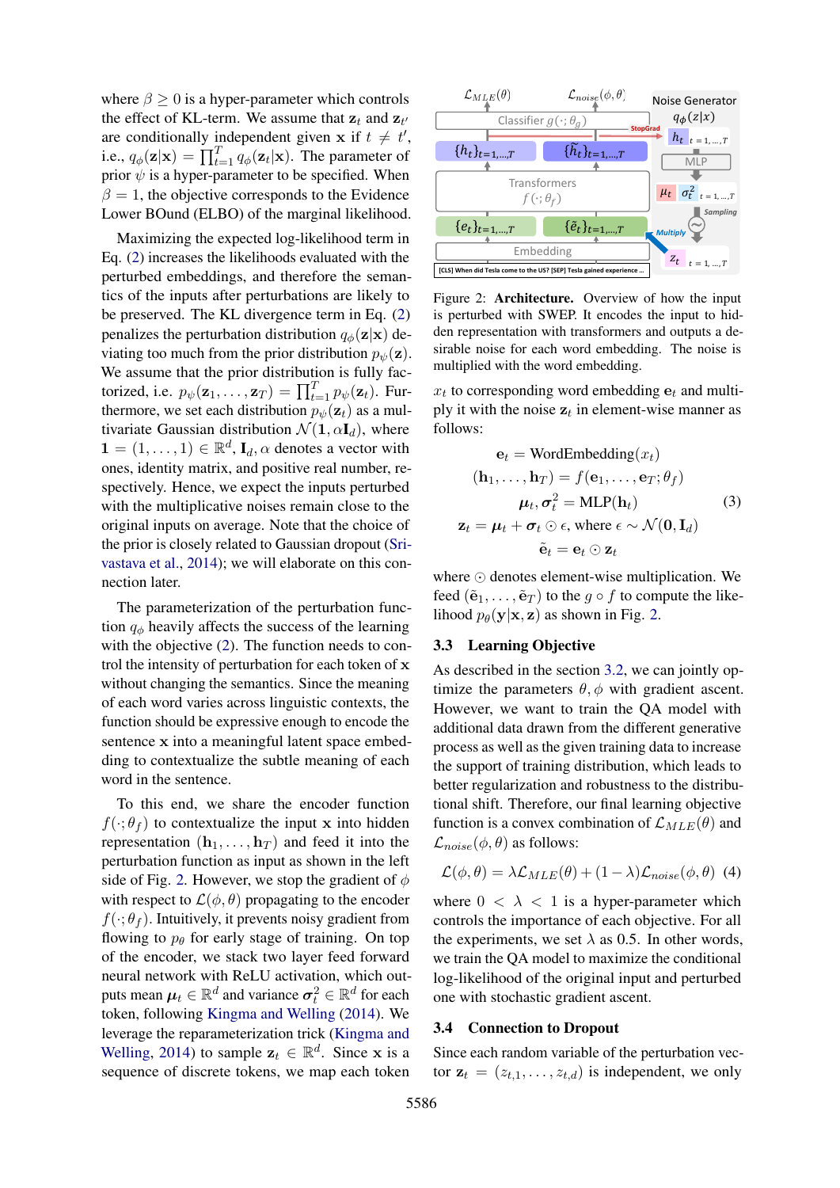where $\beta \geq 0$ is a hyper-parameter which controls the effect of KL-term. We assume that $\mathbf{z}_t$ and $\mathbf{z}_{t'}$ are conditionally independent given $\mathbf{x}$ if $t \neq t'$, i.e., $q_\phi(\mathbf{z}|\mathbf{x}) = \prod_{t=1}^{T} q_\phi(\mathbf{z}_t|\mathbf{x})$. The parameter of prior $\psi$ is a hyper-parameter to be specified. When $\beta = 1$, the objective corresponds to the Evidence Lower BOund (ELBO) of the marginal likelihood.

Maximizing the expected log-likelihood term in Eq. (2) increases the likelihoods evaluated with the perturbed embeddings, and therefore the semantics of the inputs after perturbations are likely to be preserved. The KL divergence term in Eq. (2) penalizes the perturbation distribution $q_\phi(\mathbf{z}|\mathbf{x})$ deviating too much from the prior distribution $p_\psi(\mathbf{z})$. We assume that the prior distribution is fully factorized, i.e. $p_\psi(\mathbf{z}_1, \ldots, \mathbf{z}_T) = \prod_{t=1}^{T} p_\psi(\mathbf{z}_t)$. Furthermore, we set each distribution $p_\psi(\mathbf{z}_t)$ as a multivariate Gaussian distribution $\mathcal{N}(\mathbf{1}, \alpha \mathbf{I}_d)$, where $\mathbf{1} = (1, \ldots, 1) \in \mathbb{R}^d$, $\mathbf{I}_d$, $\alpha$ denotes a vector with ones, identity matrix, and positive real number, respectively. Hence, we expect the inputs perturbed with the multiplicative noises remain close to the original inputs on average. Note that the choice of the prior is closely related to Gaussian dropout (Srivastava et al., 2014); we will elaborate on this connection later.

The parameterization of the perturbation function $q_\phi$ heavily affects the success of the learning with the objective (2). The function needs to control the intensity of perturbation for each token of $\mathbf{x}$ without changing the semantics. Since the meaning of each word varies across linguistic contexts, the function should be expressive enough to encode the sentence $\mathbf{x}$ into a meaningful latent space embedding to contextualize the subtle meaning of each word in the sentence.

To this end, we share the encoder function $f(\cdot; \theta_f)$ to contextualize the input $\mathbf{x}$ into hidden representation $(\mathbf{h}_1, \ldots, \mathbf{h}_T)$ and feed it into the perturbation function as input as shown in the left side of Fig. 2. However, we stop the gradient of $\phi$ with respect to $\mathcal{L}(\phi, \theta)$ propagating to the encoder $f(\cdot; \theta_f)$. Intuitively, it prevents noisy gradient from flowing to $p_\theta$ for early stage of training. On top of the encoder, we stack two layer feed forward neural network with ReLU activation, which outputs mean $\boldsymbol{\mu}_t \in \mathbb{R}^d$ and variance $\boldsymbol{\sigma}_t^2 \in \mathbb{R}^d$ for each token, following Kingma and Welling (2014). We leverage the reparameterization trick (Kingma and Welling, 2014) to sample $\mathbf{z}_t \in \mathbb{R}^d$. Since $\mathbf{x}$ is a sequence of discrete tokens, we map each token

Figure 2: **Architecture.** Overview of how the input is perturbed with SWEP. It encodes the input to hidden representation with transformers and outputs a desirable noise for each word embedding. The noise is multiplied with the word embedding.

$x_t$ to corresponding word embedding $\mathbf{e}_t$ and multiply it with the noise $\mathbf{z}_t$ in element-wise manner as follows:

$$
\begin{aligned}
\mathbf{e}_t &= \text{WordEmbedding}(x_t) \\
(\mathbf{h}_1, \ldots, \mathbf{h}_T) &= f(\mathbf{e}_1, \ldots, \mathbf{e}_T; \theta_f) \\
\boldsymbol{\mu}_t, \boldsymbol{\sigma}_t^2 &= \text{MLP}(\mathbf{h}_t) \\
\mathbf{z}_t &= \boldsymbol{\mu}_t + \boldsymbol{\sigma}_t \odot \epsilon, \text{ where } \epsilon \sim \mathcal{N}(\mathbf{0}, \mathbf{I}_d) \\
\tilde{\mathbf{e}}_t &= \mathbf{e}_t \odot \mathbf{z}_t
\end{aligned}
\tag{3}
$$

where $\odot$ denotes element-wise multiplication. We feed $(\tilde{\mathbf{e}}_1, \ldots, \tilde{\mathbf{e}}_T)$ to the $g \circ f$ to compute the likelihood $p_\theta(\mathbf{y}|\mathbf{x}, \mathbf{z})$ as shown in Fig. 2.

### 3.3 Learning Objective

As described in the section 3.2, we can jointly optimize the parameters $\theta, \phi$ with gradient ascent. However, we want to train the QA model with additional data drawn from the different generative process as well as the given training data to increase the support of training distribution, which leads to better regularization and robustness to the distributional shift. Therefore, our final learning objective function is a convex combination of $\mathcal{L}_{MLE}(\theta)$ and $\mathcal{L}_{noise}(\phi, \theta)$ as follows:

$$
\mathcal{L}(\phi, \theta) = \lambda \mathcal{L}_{MLE}(\theta) + (1 - \lambda) \mathcal{L}_{noise}(\phi, \theta) \tag{4}
$$

where $0 < \lambda < 1$ is a hyper-parameter which controls the importance of each objective. For all the experiments, we set $\lambda$ as 0.5. In other words, we train the QA model to maximize the conditional log-likelihood of the original input and perturbed one with stochastic gradient ascent.

### 3.4 Connection to Dropout

Since each random variable of the perturbation vector $\mathbf{z}_t = (z_{t,1}, \ldots, z_{t,d})$ is independent, we only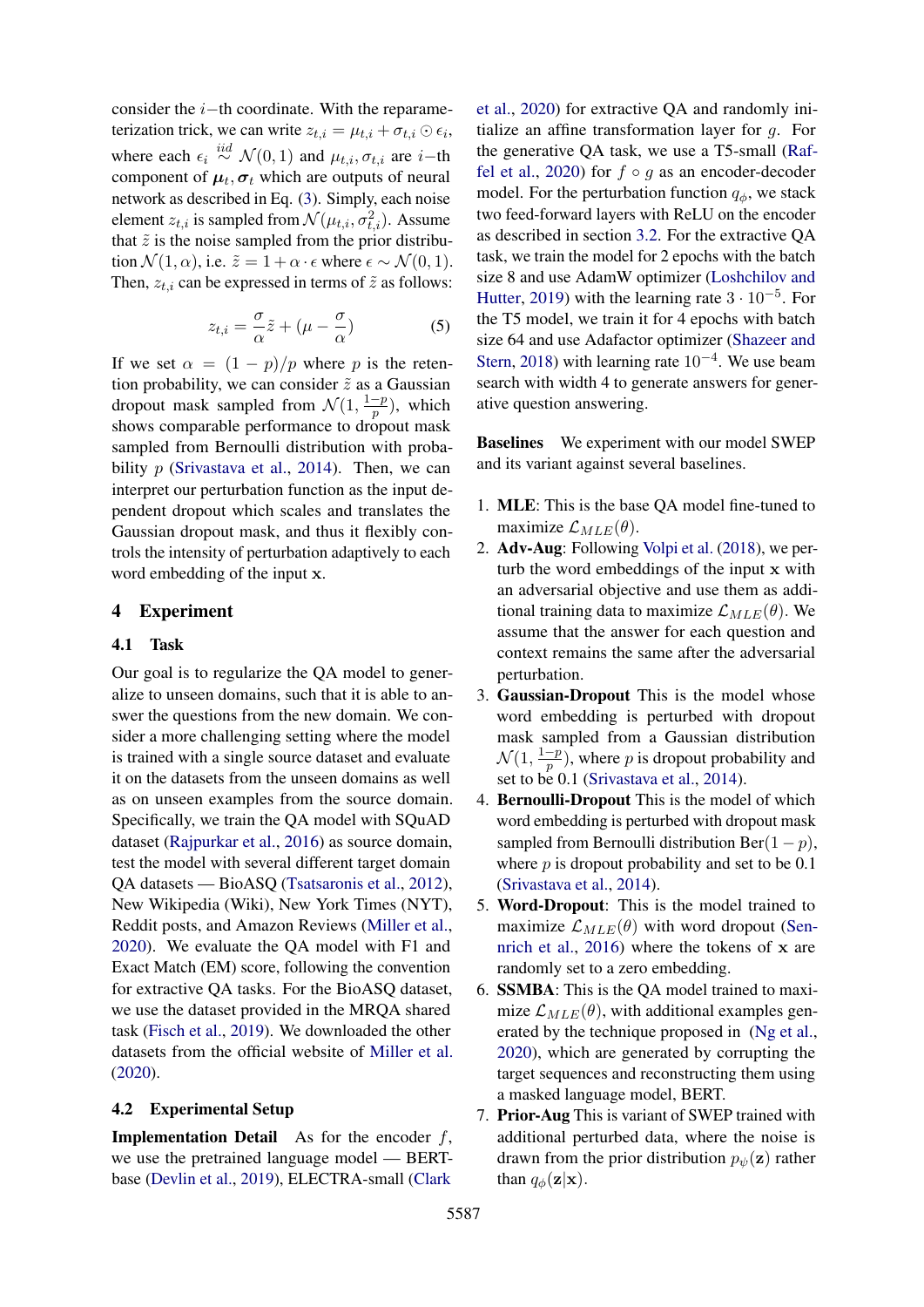consider the $i$−th coordinate. With the reparameterization trick, we can write $z_{t,i} = \mu_{t,i} + \sigma_{t,i} \odot \epsilon_i$, where each $\epsilon_i \overset{iid}{\sim} \mathcal{N}(0, 1)$ and $\mu_{t,i}, \sigma_{t,i}$ are $i$−th component of $\boldsymbol{\mu}_t, \boldsymbol{\sigma}_t$ which are outputs of neural network as described in Eq. (3). Simply, each noise element $z_{t,i}$ is sampled from $\mathcal{N}(\mu_{t,i}, \sigma^2_{t,i})$. Assume that $\tilde{z}$ is the noise sampled from the prior distribution $\mathcal{N}(1, \alpha)$, i.e. $\tilde{z} = 1 + \alpha \cdot \epsilon$ where $\epsilon \sim \mathcal{N}(0, 1)$. Then, $z_{t,i}$ can be expressed in terms of $\tilde{z}$ as follows:

$$z_{t,i} = \frac{\sigma}{\alpha}\tilde{z} + (\mu - \frac{\sigma}{\alpha}) \tag{5}$$

If we set $\alpha = (1 - p)/p$ where $p$ is the retention probability, we can consider $\tilde{z}$ as a Gaussian dropout mask sampled from $\mathcal{N}(1, \frac{1-p}{p})$, which shows comparable performance to dropout mask sampled from Bernoulli distribution with probability $p$ (Srivastava et al., 2014). Then, we can interpret our perturbation function as the input dependent dropout which scales and translates the Gaussian dropout mask, and thus it flexibly controls the intensity of perturbation adaptively to each word embedding of the input $\mathbf{x}$.

## 4 Experiment

### 4.1 Task

Our goal is to regularize the QA model to generalize to unseen domains, such that it is able to answer the questions from the new domain. We consider a more challenging setting where the model is trained with a single source dataset and evaluate it on the datasets from the unseen domains as well as on unseen examples from the source domain. Specifically, we train the QA model with SQuAD dataset (Rajpurkar et al., 2016) as source domain, test the model with several different target domain QA datasets — BioASQ (Tsatsaronis et al., 2012), New Wikipedia (Wiki), New York Times (NYT), Reddit posts, and Amazon Reviews (Miller et al., 2020). We evaluate the QA model with F1 and Exact Match (EM) score, following the convention for extractive QA tasks. For the BioASQ dataset, we use the dataset provided in the MRQA shared task (Fisch et al., 2019). We downloaded the other datasets from the official website of Miller et al. (2020).

### 4.2 Experimental Setup

**Implementation Detail** As for the encoder $f$, we use the pretrained language model — BERT-base (Devlin et al., 2019), ELECTRA-small (Clark et al., 2020) for extractive QA and randomly initialize an affine transformation layer for $g$. For the generative QA task, we use a T5-small (Raffel et al., 2020) for $f \circ g$ as an encoder-decoder model. For the perturbation function $q_\phi$, we stack two feed-forward layers with ReLU on the encoder as described in section 3.2. For the extractive QA task, we train the model for 2 epochs with the batch size 8 and use AdamW optimizer (Loshchilov and Hutter, 2019) with the learning rate $3 \cdot 10^{-5}$. For the T5 model, we train it for 4 epochs with batch size 64 and use Adafactor optimizer (Shazeer and Stern, 2018) with learning rate $10^{-4}$. We use beam search with width 4 to generate answers for generative question answering.

**Baselines** We experiment with our model SWEP and its variant against several baselines.

1. **MLE**: This is the base QA model fine-tuned to maximize $\mathcal{L}_{MLE}(\theta)$.
2. **Adv-Aug**: Following Volpi et al. (2018), we perturb the word embeddings of the input $\mathbf{x}$ with an adversarial objective and use them as additional training data to maximize $\mathcal{L}_{MLE}(\theta)$. We assume that the answer for each question and context remains the same after the adversarial perturbation.
3. **Gaussian-Dropout** This is the model whose word embedding is perturbed with dropout mask sampled from a Gaussian distribution $\mathcal{N}(1, \frac{1-p}{p})$, where $p$ is dropout probability and set to be 0.1 (Srivastava et al., 2014).
4. **Bernoulli-Dropout** This is the model of which word embedding is perturbed with dropout mask sampled from Bernoulli distribution $\text{Ber}(1-p)$, where $p$ is dropout probability and set to be 0.1 (Srivastava et al., 2014).
5. **Word-Dropout**: This is the model trained to maximize $\mathcal{L}_{MLE}(\theta)$ with word dropout (Sennrich et al., 2016) where the tokens of $\mathbf{x}$ are randomly set to a zero embedding.
6. **SSMBA**: This is the QA model trained to maximize $\mathcal{L}_{MLE}(\theta)$, with additional examples generated by the technique proposed in (Ng et al., 2020), which are generated by corrupting the target sequences and reconstructing them using a masked language model, BERT.
7. **Prior-Aug** This is variant of SWEP trained with additional perturbed data, where the noise is drawn from the prior distribution $p_\psi(\mathbf{z})$ rather than $q_\phi(\mathbf{z}|\mathbf{x})$.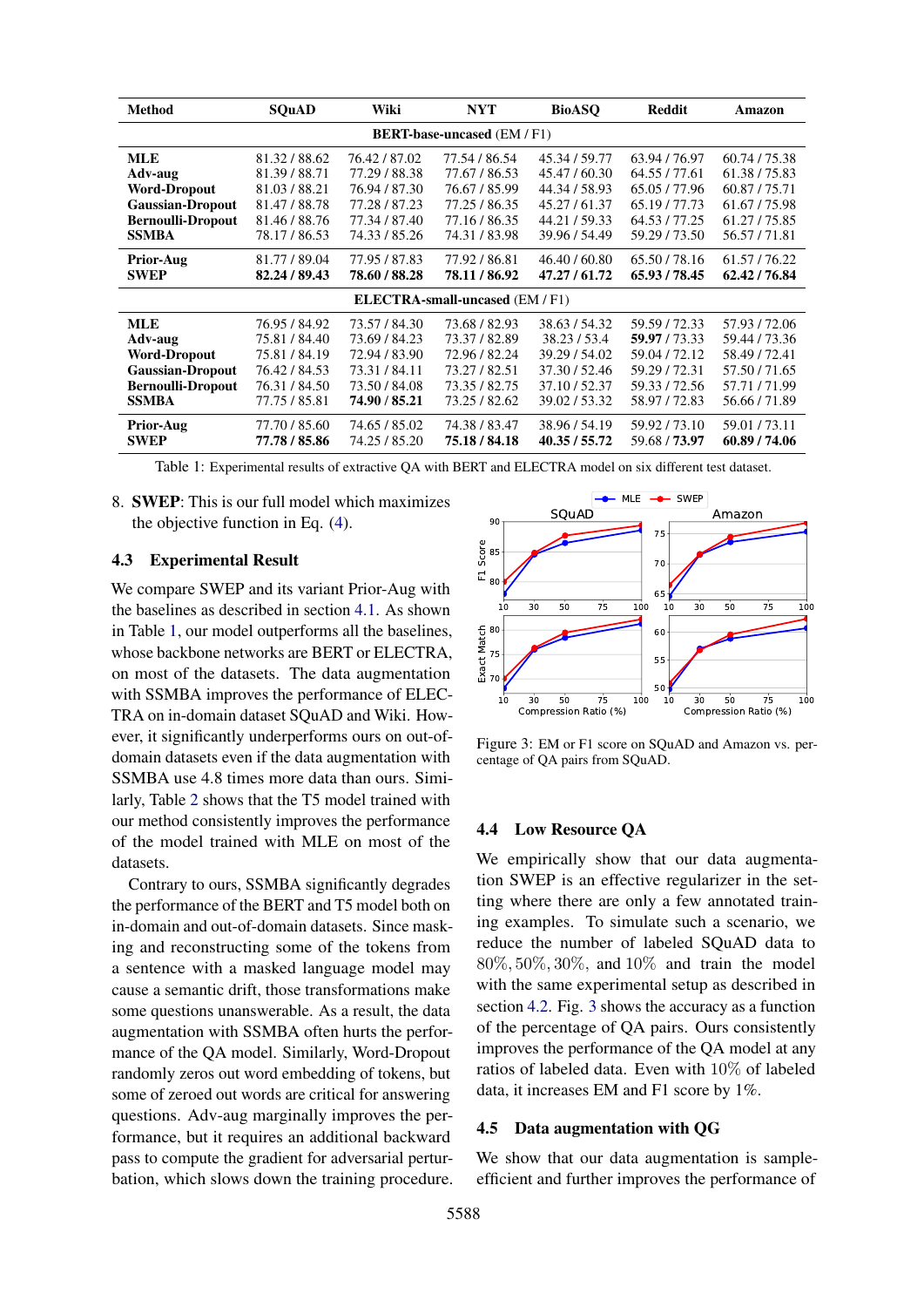| Method | SQuAD | Wiki | NYT | BioASQ | Reddit | Amazon |
|---|---|---|---|---|---|---|
| **BERT-base-uncased** (EM / F1) | | | | | | |
| **MLE** | 81.32 / 88.62 | 76.42 / 87.02 | 77.54 / 86.54 | 45.34 / 59.77 | 63.94 / 76.97 | 60.74 / 75.38 |
| **Adv-aug** | 81.39 / 88.71 | 77.29 / 88.38 | 77.67 / 86.53 | 45.47 / 60.30 | 64.55 / 77.61 | 61.38 / 75.83 |
| **Word-Dropout** | 81.03 / 88.21 | 76.94 / 87.30 | 76.67 / 85.99 | 44.34 / 58.93 | 65.05 / 77.96 | 60.87 / 75.71 |
| **Gaussian-Dropout** | 81.47 / 88.78 | 77.28 / 87.23 | 77.25 / 86.35 | 45.27 / 61.37 | 65.19 / 77.73 | 61.67 / 75.98 |
| **Bernoulli-Dropout** | 81.46 / 88.76 | 77.34 / 87.40 | 77.16 / 86.35 | 44.21 / 59.33 | 64.53 / 77.25 | 61.27 / 75.85 |
| **SSMBA** | 78.17 / 86.53 | 74.33 / 85.26 | 74.31 / 83.98 | 39.96 / 54.49 | 59.29 / 73.50 | 56.57 / 71.81 |
| **Prior-Aug** | 81.77 / 89.04 | 77.95 / 87.83 | 77.92 / 86.81 | 46.40 / 60.80 | 65.50 / 78.16 | 61.57 / 76.22 |
| **SWEP** | **82.24 / 89.43** | **78.60 / 88.28** | **78.11 / 86.92** | **47.27 / 61.72** | **65.93 / 78.45** | **62.42 / 76.84** |
| **ELECTRA-small-uncased** (EM / F1) | | | | | | |
| **MLE** | 76.95 / 84.92 | 73.57 / 84.30 | 73.68 / 82.93 | 38.63 / 54.32 | 59.59 / 72.33 | 57.93 / 72.06 |
| **Adv-aug** | 75.81 / 84.40 | 73.69 / 84.23 | 73.37 / 82.89 | 38.23 / 53.4 | **59.97** / 73.33 | 59.44 / 73.36 |
| **Word-Dropout** | 75.81 / 84.19 | 72.94 / 83.90 | 72.96 / 82.24 | 39.29 / 54.02 | 59.04 / 72.12 | 58.49 / 72.41 |
| **Gaussian-Dropout** | 76.42 / 84.53 | 73.31 / 84.11 | 73.27 / 82.51 | 37.30 / 52.46 | 59.29 / 72.31 | 57.50 / 71.65 |
| **Bernoulli-Dropout** | 76.31 / 84.50 | 73.50 / 84.08 | 73.35 / 82.75 | 37.10 / 52.37 | 59.33 / 72.56 | 57.71 / 71.99 |
| **SSMBA** | 77.75 / 85.81 | **74.90 / 85.21** | 73.25 / 82.62 | 39.02 / 53.32 | 58.97 / 72.83 | 56.66 / 71.89 |
| **Prior-Aug** | 77.70 / 85.60 | 74.65 / 85.02 | 74.38 / 83.47 | 38.96 / 54.19 | 59.92 / 73.10 | 59.01 / 73.11 |
| **SWEP** | **77.78 / 85.86** | 74.25 / 85.20 | **75.18 / 84.18** | **40.35 / 55.72** | 59.68 / **73.97** | **60.89 / 74.06** |

Table 1: Experimental results of extractive QA with BERT and ELECTRA model on six different test dataset.

8. **SWEP**: This is our full model which maximizes the objective function in Eq. (4).

### 4.3 Experimental Result

We compare SWEP and its variant Prior-Aug with the baselines as described in section 4.1. As shown in Table 1, our model outperforms all the baselines, whose backbone networks are BERT or ELECTRA, on most of the datasets. The data augmentation with SSMBA improves the performance of ELECTRA on in-domain dataset SQuAD and Wiki. However, it significantly underperforms ours on out-of-domain datasets even if the data augmentation with SSMBA use 4.8 times more data than ours. Similarly, Table 2 shows that the T5 model trained with our method consistently improves the performance of the model trained with MLE on most of the datasets.

Contrary to ours, SSMBA significantly degrades the performance of the BERT and T5 model both on in-domain and out-of-domain datasets. Since masking and reconstructing some of the tokens from a sentence with a masked language model may cause a semantic drift, those transformations make some questions unanswerable. As a result, the data augmentation with SSMBA often hurts the performance of the QA model. Similarly, Word-Dropout randomly zeros out word embedding of tokens, but some of zeroed out words are critical for answering questions. Adv-aug marginally improves the performance, but it requires an additional backward pass to compute the gradient for adversarial perturbation, which slows down the training procedure.

Figure 3: EM or F1 score on SQuAD and Amazon vs. percentage of QA pairs from SQuAD.

### 4.4 Low Resource QA

We empirically show that our data augmentation SWEP is an effective regularizer in the setting where there are only a few annotated training examples. To simulate such a scenario, we reduce the number of labeled SQuAD data to $80\%, 50\%, 30\%,$ and $10\%$ and train the model with the same experimental setup as described in section 4.2. Fig. 3 shows the accuracy as a function of the percentage of QA pairs. Ours consistently improves the performance of the QA model at any ratios of labeled data. Even with $10\%$ of labeled data, it increases EM and F1 score by $1\%$.

### 4.5 Data augmentation with QG

We show that our data augmentation is sample-efficient and further improves the performance of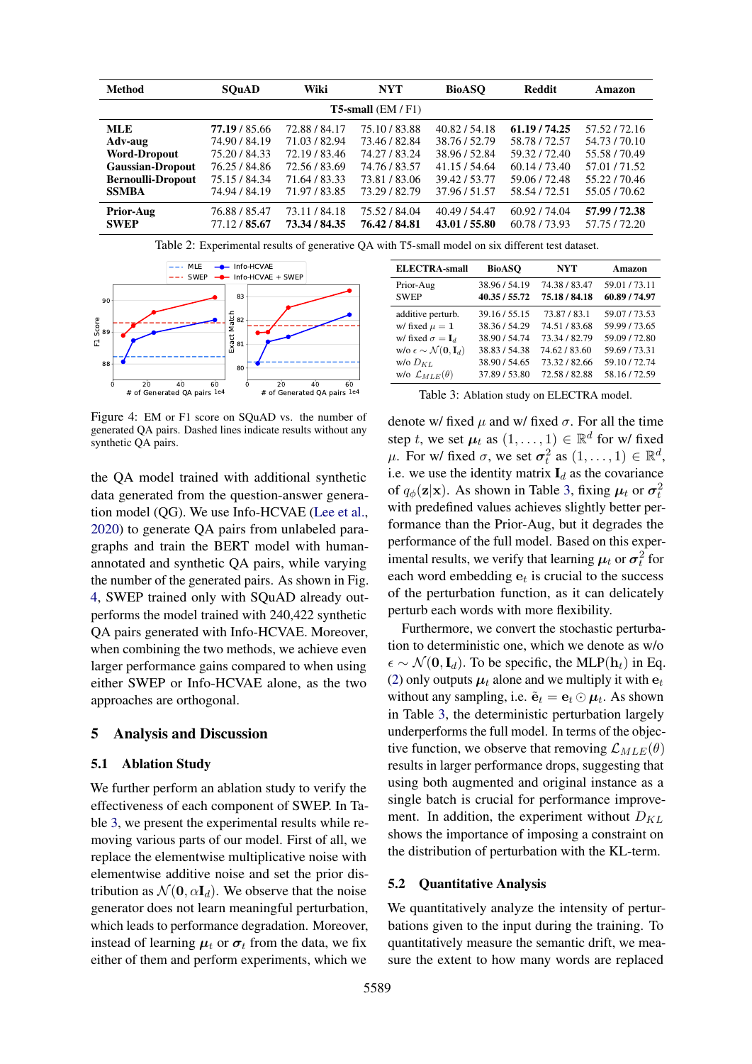| Method | SQuAD | Wiki | NYT | BioASQ | Reddit | Amazon |
|---|---|---|---|---|---|---|
| | | | T5-small (EM / F1) | | | |
| **MLE** | **77.19** / 85.66 | 72.88 / 84.17 | 75.10 / 83.88 | 40.82 / 54.18 | **61.19 / 74.25** | 57.52 / 72.16 |
| **Adv-aug** | 74.90 / 84.19 | 71.03 / 82.94 | 73.46 / 82.84 | 38.76 / 52.79 | 58.78 / 72.57 | 54.73 / 70.10 |
| **Word-Dropout** | 75.20 / 84.33 | 72.19 / 83.46 | 74.27 / 83.24 | 38.96 / 52.84 | 59.32 / 72.40 | 55.58 / 70.49 |
| **Gaussian-Dropout** | 76.25 / 84.86 | 72.56 / 83.69 | 74.76 / 83.57 | 41.15 / 54.64 | 60.14 / 73.40 | 57.01 / 71.52 |
| **Bernoulli-Dropout** | 75.15 / 84.34 | 71.64 / 83.33 | 73.81 / 83.06 | 39.42 / 53.77 | 59.06 / 72.48 | 55.22 / 70.46 |
| **SSMBA** | 74.94 / 84.19 | 71.97 / 83.85 | 73.29 / 82.79 | 37.96 / 51.57 | 58.54 / 72.51 | 55.05 / 70.62 |
| **Prior-Aug** | 76.88 / 85.47 | 73.11 / 84.18 | 75.52 / 84.04 | 40.49 / 54.47 | 60.92 / 74.04 | **57.99 / 72.38** |
| **SWEP** | 77.12 / **85.67** | **73.34 / 84.35** | **76.42 / 84.81** | **43.01 / 55.80** | 60.78 / 73.93 | 57.75 / 72.20 |

Table 2: Experimental results of generative QA with T5-small model on six different test dataset.

Figure 4: EM or F1 score on SQuAD vs. the number of generated QA pairs. Dashed lines indicate results without any synthetic QA pairs.

| ELECTRA-small | BioASQ | NYT | Amazon |
|---|---|---|---|
| Prior-Aug | 38.96 / 54.19 | 74.38 / 83.47 | 59.01 / 73.11 |
| SWEP | **40.35 / 55.72** | **75.18 / 84.18** | **60.89 / 74.97** |
| additive perturb. | 39.16 / 55.15 | 73.87 / 83.1 | 59.07 / 73.53 |
| w/ fixed $\mu = \mathbf{1}$ | 38.36 / 54.29 | 74.51 / 83.68 | 59.99 / 73.65 |
| w/ fixed $\sigma = \mathbf{I}_d$ | 38.90 / 54.74 | 73.34 / 82.79 | 59.09 / 72.80 |
| w/o $\epsilon \sim \mathcal{N}(\mathbf{0}, \mathbf{I}_d)$ | 38.83 / 54.38 | 74.62 / 83.60 | 59.69 / 73.31 |
| w/o $D_{KL}$ | 38.90 / 54.65 | 73.32 / 82.66 | 59.10 / 72.74 |
| w/o $\mathcal{L}_{MLE}(\theta)$ | 37.89 / 53.80 | 72.58 / 82.88 | 58.16 / 72.59 |

Table 3: Ablation study on ELECTRA model.

the QA model trained with additional synthetic data generated from the question-answer generation model (QG). We use Info-HCVAE (Lee et al., 2020) to generate QA pairs from unlabeled paragraphs and train the BERT model with human-annotated and synthetic QA pairs, while varying the number of the generated pairs. As shown in Fig. 4, SWEP trained only with SQuAD already outperforms the model trained with 240,422 synthetic QA pairs generated with Info-HCVAE. Moreover, when combining the two methods, we achieve even larger performance gains compared to when using either SWEP or Info-HCVAE alone, as the two approaches are orthogonal.

## 5 Analysis and Discussion

### 5.1 Ablation Study

We further perform an ablation study to verify the effectiveness of each component of SWEP. In Table 3, we present the experimental results while removing various parts of our model. First of all, we replace the elementwise multiplicative noise with elementwise additive noise and set the prior distribution as $\mathcal{N}(\mathbf{0}, \alpha\mathbf{I}_d)$. We observe that the noise generator does not learn meaningful perturbation, which leads to performance degradation. Moreover, instead of learning $\boldsymbol{\mu}_t$ or $\boldsymbol{\sigma}_t$ from the data, we fix either of them and perform experiments, which we denote as w/ fixed $\mu$ and w/ fixed $\sigma$. For all the time step $t$, we set $\boldsymbol{\mu}_t$ as $(1, \ldots, 1) \in \mathbb{R}^d$ for w/ fixed $\mu$. For w/ fixed $\sigma$, we set $\boldsymbol{\sigma}_t^2$ as $(1, \ldots, 1) \in \mathbb{R}^d$, i.e. we use the identity matrix $\mathbf{I}_d$ as the covariance of $q_\phi(\mathbf{z}|\mathbf{x})$. As shown in Table 3, fixing $\boldsymbol{\mu}_t$ or $\boldsymbol{\sigma}_t^2$ with predefined values achieves slightly better performance than the Prior-Aug, but it degrades the performance of the full model. Based on this experimental results, we verify that learning $\boldsymbol{\mu}_t$ or $\boldsymbol{\sigma}_t^2$ for each word embedding $\mathbf{e}_t$ is crucial to the success of the perturbation function, as it can delicately perturb each words with more flexibility.

Furthermore, we convert the stochastic perturbation to deterministic one, which we denote as w/o $\epsilon \sim \mathcal{N}(\mathbf{0}, \mathbf{I}_d)$. To be specific, the MLP($\mathbf{h}_t$) in Eq. (2) only outputs $\boldsymbol{\mu}_t$ alone and we multiply it with $\mathbf{e}_t$ without any sampling, i.e. $\tilde{\mathbf{e}}_t = \mathbf{e}_t \odot \boldsymbol{\mu}_t$. As shown in Table 3, the deterministic perturbation largely underperforms the full model. In terms of the objective function, we observe that removing $\mathcal{L}_{MLE}(\theta)$ results in larger performance drops, suggesting that using both augmented and original instance as a single batch is crucial for performance improvement. In addition, the experiment without $D_{KL}$ shows the importance of imposing a constraint on the distribution of perturbation with the KL-term.

### 5.2 Quantitative Analysis

We quantitatively analyze the intensity of perturbations given to the input during the training. To quantitatively measure the semantic drift, we measure the extent to how many words are replaced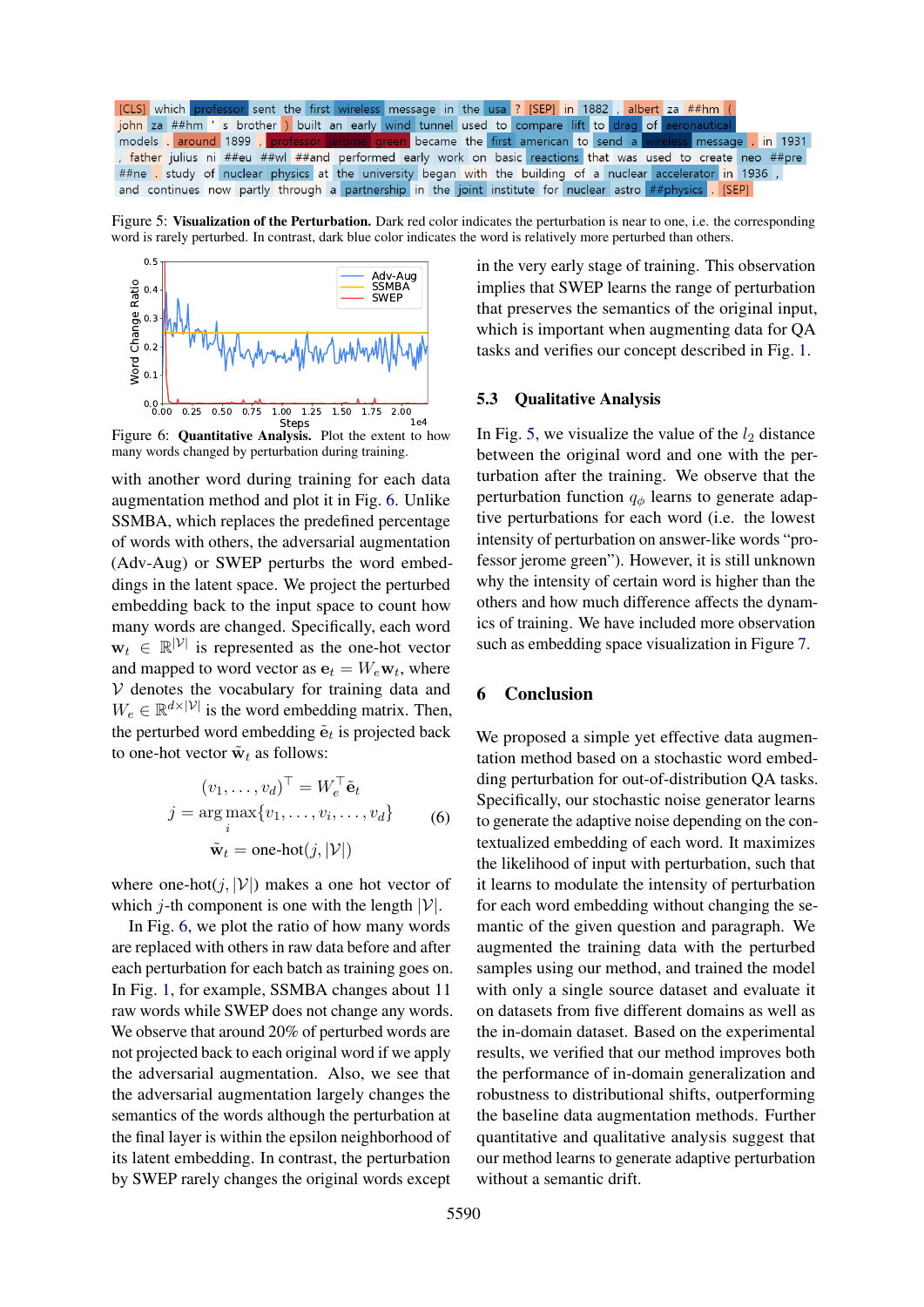[CLS] which professor sent the first wireless message in the usa ? [SEP] in 1882 , albert za ##hm ( john za ##hm ' s brother ) built an early wind tunnel used to compare lift to drag of aeronautical models . around 1899 , professor jerome green became the first american to send a wireless message . in 1931 , father julius ni ##eu ##wl ##and performed early work on basic reactions that was used to create neo ##pre ##ne . study of nuclear physics at the university began with the building of a nuclear accelerator in 1936 , and continues now partly through a partnership in the joint institute for nuclear astro ##physics . [SEP]

Figure 5: **Visualization of the Perturbation.** Dark red color indicates the perturbation is near to one, i.e. the corresponding word is rarely perturbed. In contrast, dark blue color indicates the word is relatively more perturbed than others.

Figure 6: **Quantitative Analysis.** Plot the extent to how many words changed by perturbation during training.

with another word during training for each data augmentation method and plot it in Fig. 6. Unlike SSMBA, which replaces the predefined percentage of words with others, the adversarial augmentation (Adv-Aug) or SWEP perturbs the word embeddings in the latent space. We project the perturbed embedding back to the input space to count how many words are changed. Specifically, each word $\mathbf{w}_t \in \mathbb{R}^{|\mathcal{V}|}$ is represented as the one-hot vector and mapped to word vector as $\mathbf{e}_t = W_e \mathbf{w}_t$, where $\mathcal{V}$ denotes the vocabulary for training data and $W_e \in \mathbb{R}^{d \times |\mathcal{V}|}$ is the word embedding matrix. Then, the perturbed word embedding $\tilde{\mathbf{e}}_t$ is projected back to one-hot vector $\tilde{\mathbf{w}}_t$ as follows:

$$
\begin{aligned}
(v_1, \ldots, v_d)^\top &= W_e^\top \tilde{\mathbf{e}}_t \\
j &= \arg\max_i \{v_1, \ldots, v_i, \ldots, v_d\} \\
\tilde{\mathbf{w}}_t &= \text{one-hot}(j, |\mathcal{V}|)
\end{aligned}
\tag{6}
$$

where one-hot$(j, |\mathcal{V}|)$ makes a one hot vector of which $j$-th component is one with the length $|\mathcal{V}|$.

In Fig. 6, we plot the ratio of how many words are replaced with others in raw data before and after each perturbation for each batch as training goes on. In Fig. 1, for example, SSMBA changes about 11 raw words while SWEP does not change any words. We observe that around 20% of perturbed words are not projected back to each original word if we apply the adversarial augmentation. Also, we see that the adversarial augmentation largely changes the semantics of the words although the perturbation at the final layer is within the epsilon neighborhood of its latent embedding. In contrast, the perturbation by SWEP rarely changes the original words except in the very early stage of training. This observation implies that SWEP learns the range of perturbation that preserves the semantics of the original input, which is important when augmenting data for QA tasks and verifies our concept described in Fig. 1.

### 5.3 Qualitative Analysis

In Fig. 5, we visualize the value of the $l_2$ distance between the original word and one with the perturbation after the training. We observe that the perturbation function $q_\phi$ learns to generate adaptive perturbations for each word (i.e. the lowest intensity of perturbation on answer-like words "professor jerome green"). However, it is still unknown why the intensity of certain word is higher than the others and how much difference affects the dynamics of training. We have included more observation such as embedding space visualization in Figure 7.

## 6 Conclusion

We proposed a simple yet effective data augmentation method based on a stochastic word embedding perturbation for out-of-distribution QA tasks. Specifically, our stochastic noise generator learns to generate the adaptive noise depending on the contextualized embedding of each word. It maximizes the likelihood of input with perturbation, such that it learns to modulate the intensity of perturbation for each word embedding without changing the semantic of the given question and paragraph. We augmented the training data with the perturbed samples using our method, and trained the model with only a single source dataset and evaluate it on datasets from five different domains as well as the in-domain dataset. Based on the experimental results, we verified that our method improves both the performance of in-domain generalization and robustness to distributional shifts, outperforming the baseline data augmentation methods. Further quantitative and qualitative analysis suggest that our method learns to generate adaptive perturbation without a semantic drift.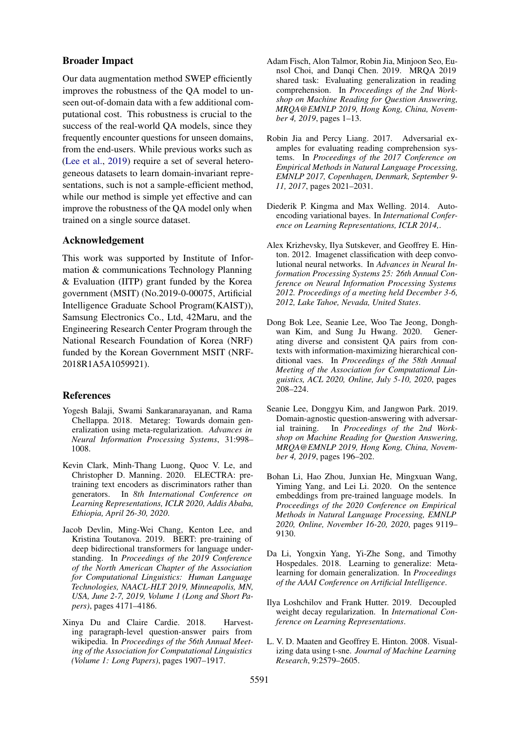## Broader Impact

Our data augmentation method SWEP efficiently improves the robustness of the QA model to unseen out-of-domain data with a few additional computational cost. This robustness is crucial to the success of the real-world QA models, since they frequently encounter questions for unseen domains, from the end-users. While previous works such as (Lee et al., 2019) require a set of several heterogeneous datasets to learn domain-invariant representations, such is not a sample-efficient method, while our method is simple yet effective and can improve the robustness of the QA model only when trained on a single source dataset.

## Acknowledgement

This work was supported by Institute of Information & communications Technology Planning & Evaluation (IITP) grant funded by the Korea government (MSIT) (No.2019-0-00075, Artificial Intelligence Graduate School Program(KAIST)), Samsung Electronics Co., Ltd, 42Maru, and the Engineering Research Center Program through the National Research Foundation of Korea (NRF) funded by the Korean Government MSIT (NRF-2018R1A5A1059921).

## References

Yogesh Balaji, Swami Sankaranarayanan, and Rama Chellappa. 2018. Metareg: Towards domain generalization using meta-regularization. *Advances in Neural Information Processing Systems*, 31:998–1008.

Kevin Clark, Minh-Thang Luong, Quoc V. Le, and Christopher D. Manning. 2020. ELECTRA: pre-training text encoders as discriminators rather than generators. In *8th International Conference on Learning Representations, ICLR 2020, Addis Ababa, Ethiopia, April 26-30, 2020*.

Jacob Devlin, Ming-Wei Chang, Kenton Lee, and Kristina Toutanova. 2019. BERT: pre-training of deep bidirectional transformers for language understanding. In *Proceedings of the 2019 Conference of the North American Chapter of the Association for Computational Linguistics: Human Language Technologies, NAACL-HLT 2019, Minneapolis, MN, USA, June 2-7, 2019, Volume 1 (Long and Short Papers)*, pages 4171–4186.

Xinya Du and Claire Cardie. 2018. Harvesting paragraph-level question-answer pairs from wikipedia. In *Proceedings of the 56th Annual Meeting of the Association for Computational Linguistics (Volume 1: Long Papers)*, pages 1907–1917.

Adam Fisch, Alon Talmor, Robin Jia, Minjoon Seo, Eunsol Choi, and Danqi Chen. 2019. MRQA 2019 shared task: Evaluating generalization in reading comprehension. In *Proceedings of the 2nd Workshop on Machine Reading for Question Answering, MRQA@EMNLP 2019, Hong Kong, China, November 4, 2019*, pages 1–13.

Robin Jia and Percy Liang. 2017. Adversarial examples for evaluating reading comprehension systems. In *Proceedings of the 2017 Conference on Empirical Methods in Natural Language Processing, EMNLP 2017, Copenhagen, Denmark, September 9-11, 2017*, pages 2021–2031.

Diederik P. Kingma and Max Welling. 2014. Auto-encoding variational bayes. In *International Conference on Learning Representations, ICLR 2014,*.

Alex Krizhevsky, Ilya Sutskever, and Geoffrey E. Hinton. 2012. Imagenet classification with deep convolutional neural networks. In *Advances in Neural Information Processing Systems 25: 26th Annual Conference on Neural Information Processing Systems 2012. Proceedings of a meeting held December 3-6, 2012, Lake Tahoe, Nevada, United States*.

Dong Bok Lee, Seanie Lee, Woo Tae Jeong, Donghwan Kim, and Sung Ju Hwang. 2020. Generating diverse and consistent QA pairs from contexts with information-maximizing hierarchical conditional vaes. In *Proceedings of the 58th Annual Meeting of the Association for Computational Linguistics, ACL 2020, Online, July 5-10, 2020*, pages 208–224.

Seanie Lee, Donggyu Kim, and Jangwon Park. 2019. Domain-agnostic question-answering with adversarial training. In *Proceedings of the 2nd Workshop on Machine Reading for Question Answering, MRQA@EMNLP 2019, Hong Kong, China, November 4, 2019*, pages 196–202.

Bohan Li, Hao Zhou, Junxian He, Mingxuan Wang, Yiming Yang, and Lei Li. 2020. On the sentence embeddings from pre-trained language models. In *Proceedings of the 2020 Conference on Empirical Methods in Natural Language Processing, EMNLP 2020, Online, November 16-20, 2020*, pages 9119–9130.

Da Li, Yongxin Yang, Yi-Zhe Song, and Timothy Hospedales. 2018. Learning to generalize: Meta-learning for domain generalization. In *Proceedings of the AAAI Conference on Artificial Intelligence*.

Ilya Loshchilov and Frank Hutter. 2019. Decoupled weight decay regularization. In *International Conference on Learning Representations*.

L. V. D. Maaten and Geoffrey E. Hinton. 2008. Visualizing data using t-sne. *Journal of Machine Learning Research*, 9:2579–2605.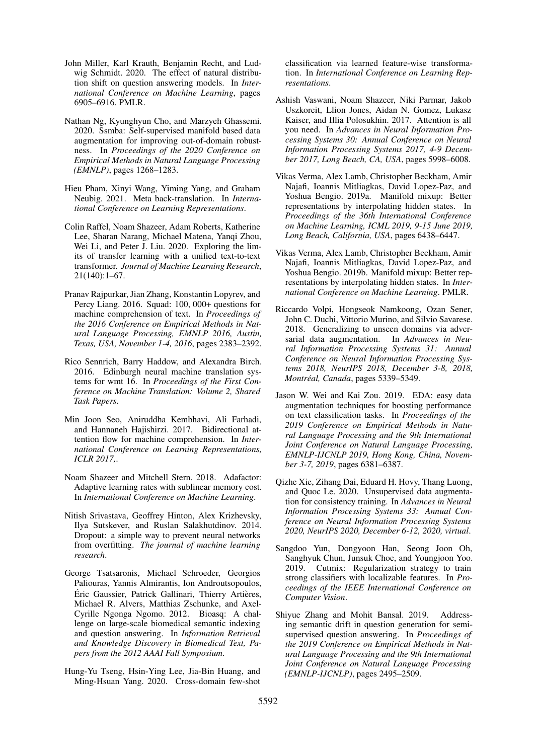John Miller, Karl Krauth, Benjamin Recht, and Ludwig Schmidt. 2020. The effect of natural distribution shift on question answering models. In *International Conference on Machine Learning*, pages 6905–6916. PMLR.

Nathan Ng, Kyunghyun Cho, and Marzyeh Ghassemi. 2020. Ssmba: Self-supervised manifold based data augmentation for improving out-of-domain robustness. In *Proceedings of the 2020 Conference on Empirical Methods in Natural Language Processing (EMNLP)*, pages 1268–1283.

Hieu Pham, Xinyi Wang, Yiming Yang, and Graham Neubig. 2021. Meta back-translation. In *International Conference on Learning Representations*.

Colin Raffel, Noam Shazeer, Adam Roberts, Katherine Lee, Sharan Narang, Michael Matena, Yanqi Zhou, Wei Li, and Peter J. Liu. 2020. Exploring the limits of transfer learning with a unified text-to-text transformer. *Journal of Machine Learning Research*, 21(140):1–67.

Pranav Rajpurkar, Jian Zhang, Konstantin Lopyrev, and Percy Liang. 2016. Squad: 100, 000+ questions for machine comprehension of text. In *Proceedings of the 2016 Conference on Empirical Methods in Natural Language Processing, EMNLP 2016, Austin, Texas, USA, November 1-4, 2016*, pages 2383–2392.

Rico Sennrich, Barry Haddow, and Alexandra Birch. 2016. Edinburgh neural machine translation systems for wmt 16. In *Proceedings of the First Conference on Machine Translation: Volume 2, Shared Task Papers*.

Min Joon Seo, Aniruddha Kembhavi, Ali Farhadi, and Hannaneh Hajishirzi. 2017. Bidirectional attention flow for machine comprehension. In *International Conference on Learning Representations, ICLR 2017,*.

Noam Shazeer and Mitchell Stern. 2018. Adafactor: Adaptive learning rates with sublinear memory cost. In *International Conference on Machine Learning*.

Nitish Srivastava, Geoffrey Hinton, Alex Krizhevsky, Ilya Sutskever, and Ruslan Salakhutdinov. 2014. Dropout: a simple way to prevent neural networks from overfitting. *The journal of machine learning research*.

George Tsatsaronis, Michael Schroeder, Georgios Paliouras, Yannis Almirantis, Ion Androutsopoulos, Éric Gaussier, Patrick Gallinari, Thierry Artières, Michael R. Alvers, Matthias Zschunke, and Axel-Cyrille Ngonga Ngomo. 2012. Bioasq: A challenge on large-scale biomedical semantic indexing and question answering. In *Information Retrieval and Knowledge Discovery in Biomedical Text, Papers from the 2012 AAAI Fall Symposium*.

Hung-Yu Tseng, Hsin-Ying Lee, Jia-Bin Huang, and Ming-Hsuan Yang. 2020. Cross-domain few-shot classification via learned feature-wise transformation. In *International Conference on Learning Representations*.

Ashish Vaswani, Noam Shazeer, Niki Parmar, Jakob Uszkoreit, Llion Jones, Aidan N. Gomez, Lukasz Kaiser, and Illia Polosukhin. 2017. Attention is all you need. In *Advances in Neural Information Processing Systems 30: Annual Conference on Neural Information Processing Systems 2017, 4-9 December 2017, Long Beach, CA, USA*, pages 5998–6008.

Vikas Verma, Alex Lamb, Christopher Beckham, Amir Najafi, Ioannis Mitliagkas, David Lopez-Paz, and Yoshua Bengio. 2019a. Manifold mixup: Better representations by interpolating hidden states. In *Proceedings of the 36th International Conference on Machine Learning, ICML 2019, 9-15 June 2019, Long Beach, California, USA*, pages 6438–6447.

Vikas Verma, Alex Lamb, Christopher Beckham, Amir Najafi, Ioannis Mitliagkas, David Lopez-Paz, and Yoshua Bengio. 2019b. Manifold mixup: Better representations by interpolating hidden states. In *International Conference on Machine Learning*. PMLR.

Riccardo Volpi, Hongseok Namkoong, Ozan Sener, John C. Duchi, Vittorio Murino, and Silvio Savarese. 2018. Generalizing to unseen domains via adversarial data augmentation. In *Advances in Neural Information Processing Systems 31: Annual Conference on Neural Information Processing Systems 2018, NeurIPS 2018, December 3-8, 2018, Montréal, Canada*, pages 5339–5349.

Jason W. Wei and Kai Zou. 2019. EDA: easy data augmentation techniques for boosting performance on text classification tasks. In *Proceedings of the 2019 Conference on Empirical Methods in Natural Language Processing and the 9th International Joint Conference on Natural Language Processing, EMNLP-IJCNLP 2019, Hong Kong, China, November 3-7, 2019*, pages 6381–6387.

Qizhe Xie, Zihang Dai, Eduard H. Hovy, Thang Luong, and Quoc Le. 2020. Unsupervised data augmentation for consistency training. In *Advances in Neural Information Processing Systems 33: Annual Conference on Neural Information Processing Systems 2020, NeurIPS 2020, December 6-12, 2020, virtual*.

Sangdoo Yun, Dongyoon Han, Seong Joon Oh, Sanghyuk Chun, Junsuk Choe, and Youngjoon Yoo. 2019. Cutmix: Regularization strategy to train strong classifiers with localizable features. In *Proceedings of the IEEE International Conference on Computer Vision*.

Shiyue Zhang and Mohit Bansal. 2019. Addressing semantic drift in question generation for semi-supervised question answering. In *Proceedings of the 2019 Conference on Empirical Methods in Natural Language Processing and the 9th International Joint Conference on Natural Language Processing (EMNLP-IJCNLP)*, pages 2495–2509.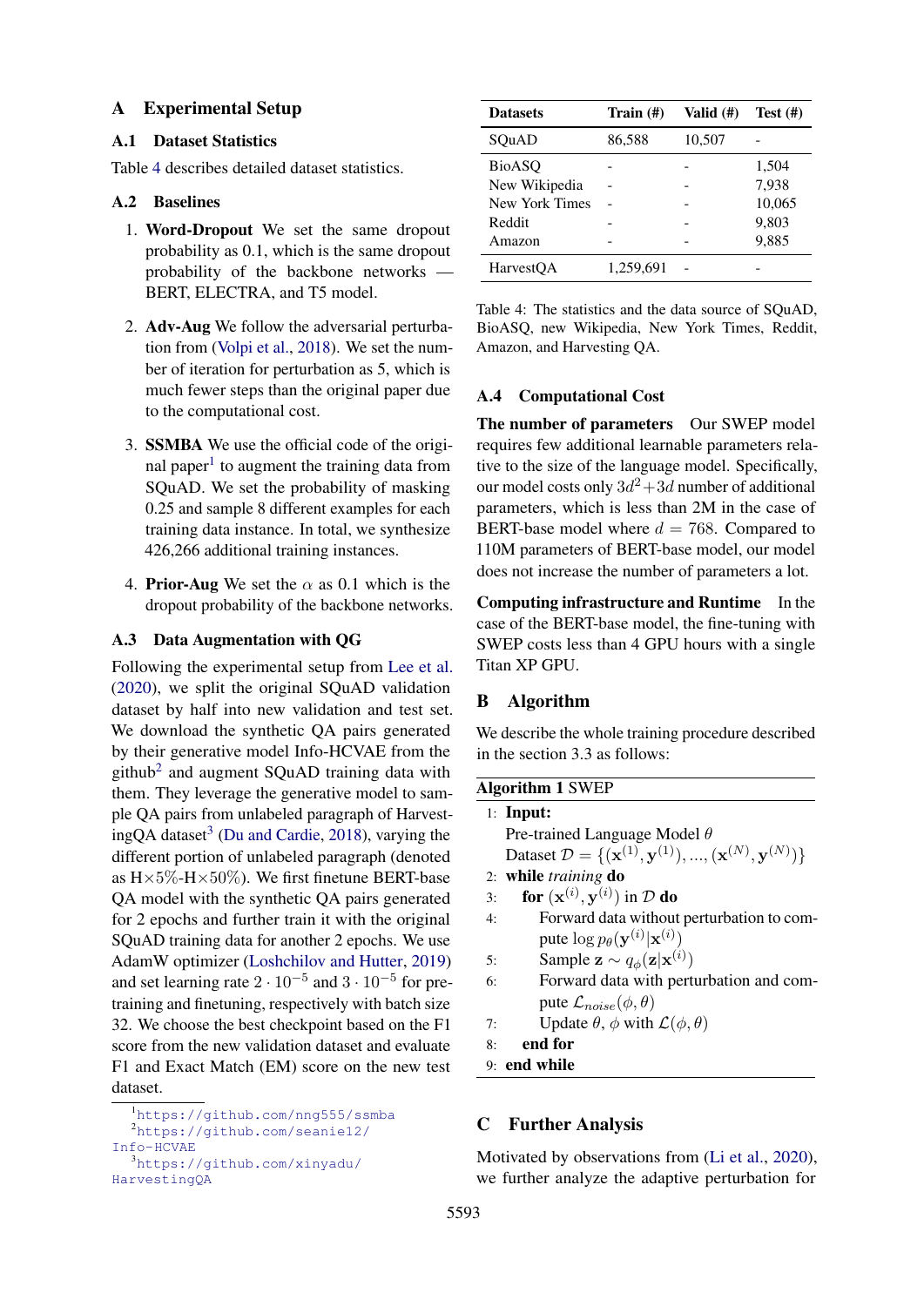# A Experimental Setup

## A.1 Dataset Statistics

Table 4 describes detailed dataset statistics.

## A.2 Baselines

1. **Word-Dropout** We set the same dropout probability as 0.1, which is the same dropout probability of the backbone networks — BERT, ELECTRA, and T5 model.

2. **Adv-Aug** We follow the adversarial perturbation from (Volpi et al., 2018). We set the number of iteration for perturbation as 5, which is much fewer steps than the original paper due to the computational cost.

3. **SSMBA** We use the official code of the original paper[1] to augment the training data from SQuAD. We set the probability of masking 0.25 and sample 8 different examples for each training data instance. In total, we synthesize 426,266 additional training instances.

4. **Prior-Aug** We set the $\alpha$ as 0.1 which is the dropout probability of the backbone networks.

## A.3 Data Augmentation with QG

Following the experimental setup from Lee et al. (2020), we split the original SQuAD validation dataset by half into new validation and test set. We download the synthetic QA pairs generated by their generative model Info-HCVAE from the github[2] and augment SQuAD training data with them. They leverage the generative model to sample QA pairs from unlabeled paragraph of HarvestingQA dataset[3] (Du and Cardie, 2018), varying the different portion of unlabeled paragraph (denoted as H$\times$5%-H$\times$50%). We first finetune BERT-base QA model with the synthetic QA pairs generated for 2 epochs and further train it with the original SQuAD training data for another 2 epochs. We use AdamW optimizer (Loshchilov and Hutter, 2019) and set learning rate $2 \cdot 10^{-5}$ and $3 \cdot 10^{-5}$ for pretraining and finetuning, respectively with batch size 32. We choose the best checkpoint based on the F1 score from the new validation dataset and evaluate F1 and Exact Match (EM) score on the new test dataset.

[1] https://github.com/nng555/ssmba
[2] https://github.com/seanie12/Info-HCVAE
[3] https://github.com/xinyadu/HarvestingQA

| Datasets | Train (#) | Valid (#) | Test (#) |
|---|---|---|---|
| SQuAD | 86,588 | 10,507 | - |
| BioASQ | - | - | 1,504 |
| New Wikipedia | - | - | 7,938 |
| New York Times | - | - | 10,065 |
| Reddit | - | - | 9,803 |
| Amazon | - | - | 9,885 |
| HarvestQA | 1,259,691 | - | - |

Table 4: The statistics and the data source of SQuAD, BioASQ, new Wikipedia, New York Times, Reddit, Amazon, and Harvesting QA.

## A.4 Computational Cost

**The number of parameters** Our SWEP model requires few additional learnable parameters relative to the size of the language model. Specifically, our model costs only $3d^2 + 3d$ number of additional parameters, which is less than 2M in the case of BERT-base model where $d = 768$. Compared to 110M parameters of BERT-base model, our model does not increase the number of parameters a lot.

**Computing infrastructure and Runtime** In the case of the BERT-base model, the fine-tuning with SWEP costs less than 4 GPU hours with a single Titan XP GPU.

# B Algorithm

We describe the whole training procedure described in the section 3.3 as follows:

**Algorithm 1** SWEP

```
1: Input:
     Pre-trained Language Model θ
     Dataset D = {(x^(1), y^(1)), ..., (x^(N), y^(N))}
2: while training do
3:   for (x^(i), y^(i)) in D do
4:     Forward data without perturbation to compute log p_θ(y^(i)|x^(i))
5:     Sample z ~ q_φ(z|x^(i))
6:     Forward data with perturbation and compute L_noise(φ, θ)
7:     Update θ, φ with L(φ, θ)
8:   end for
9: end while
```

# C Further Analysis

Motivated by observations from (Li et al., 2020), we further analyze the adaptive perturbation for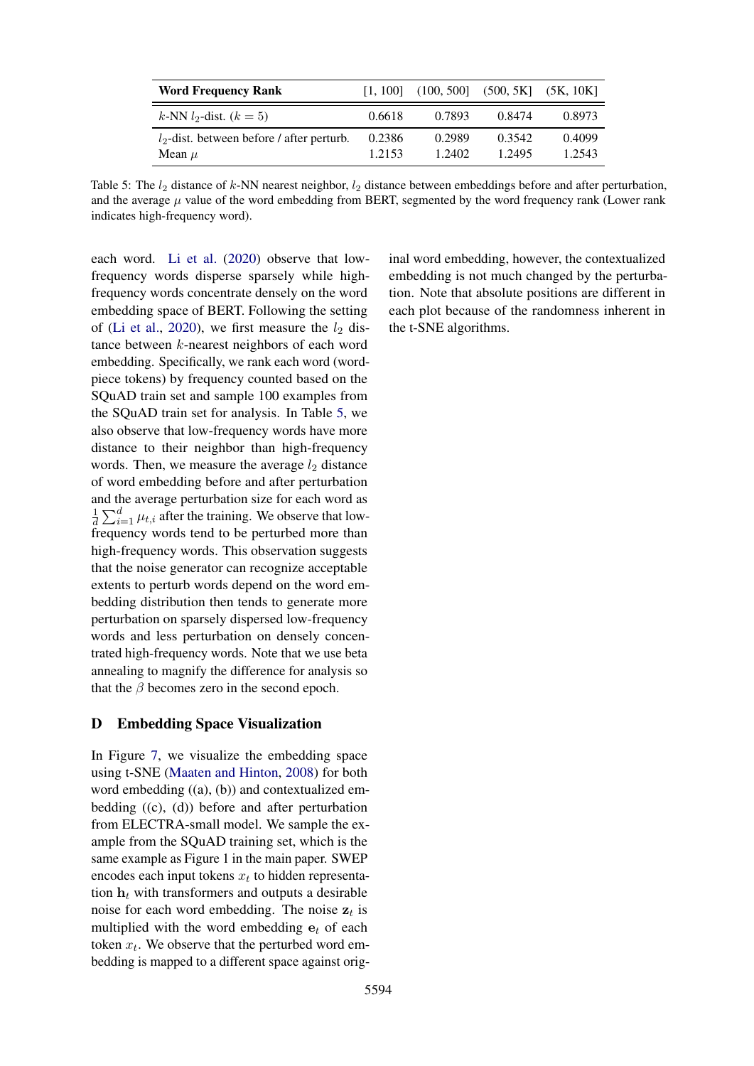| **Word Frequency Rank** | [1, 100] | (100, 500] | (500, 5K] | (5K, 10K] |
|---|---|---|---|---|
| $k$-NN $l_2$-dist. ($k = 5$) | 0.6618 | 0.7893 | 0.8474 | 0.8973 |
| $l_2$-dist. between before / after perturb. | 0.2386 | 0.2989 | 0.3542 | 0.4099 |
| Mean $\mu$ | 1.2153 | 1.2402 | 1.2495 | 1.2543 |

Table 5: The $l_2$ distance of $k$-NN nearest neighbor, $l_2$ distance between embeddings before and after perturbation, and the average $\mu$ value of the word embedding from BERT, segmented by the word frequency rank (Lower rank indicates high-frequency word).

each word. Li et al. (2020) observe that low-frequency words disperse sparsely while high-frequency words concentrate densely on the word embedding space of BERT. Following the setting of (Li et al., 2020), we first measure the $l_2$ distance between $k$-nearest neighbors of each word embedding. Specifically, we rank each word (word-piece tokens) by frequency counted based on the SQuAD train set and sample 100 examples from the SQuAD train set for analysis. In Table 5, we also observe that low-frequency words have more distance to their neighbor than high-frequency words. Then, we measure the average $l_2$ distance of word embedding before and after perturbation and the average perturbation size for each word as $\frac{1}{d}\sum_{i=1}^{d}\mu_{t,i}$ after the training. We observe that low-frequency words tend to be perturbed more than high-frequency words. This observation suggests that the noise generator can recognize acceptable extents to perturb words depend on the word embedding distribution then tends to generate more perturbation on sparsely dispersed low-frequency words and less perturbation on densely concentrated high-frequency words. Note that we use beta annealing to magnify the difference for analysis so that the $\beta$ becomes zero in the second epoch.

## D Embedding Space Visualization

In Figure 7, we visualize the embedding space using t-SNE (Maaten and Hinton, 2008) for both word embedding ((a), (b)) and contextualized embedding ((c), (d)) before and after perturbation from ELECTRA-small model. We sample the example from the SQuAD training set, which is the same example as Figure 1 in the main paper. SWEP encodes each input tokens $x_t$ to hidden representation $\mathbf{h}_t$ with transformers and outputs a desirable noise for each word embedding. The noise $\mathbf{z}_t$ is multiplied with the word embedding $\mathbf{e}_t$ of each token $x_t$. We observe that the perturbed word embedding is mapped to a different space against original word embedding, however, the contextualized embedding is not much changed by the perturbation. Note that absolute positions are different in each plot because of the randomness inherent in the t-SNE algorithms.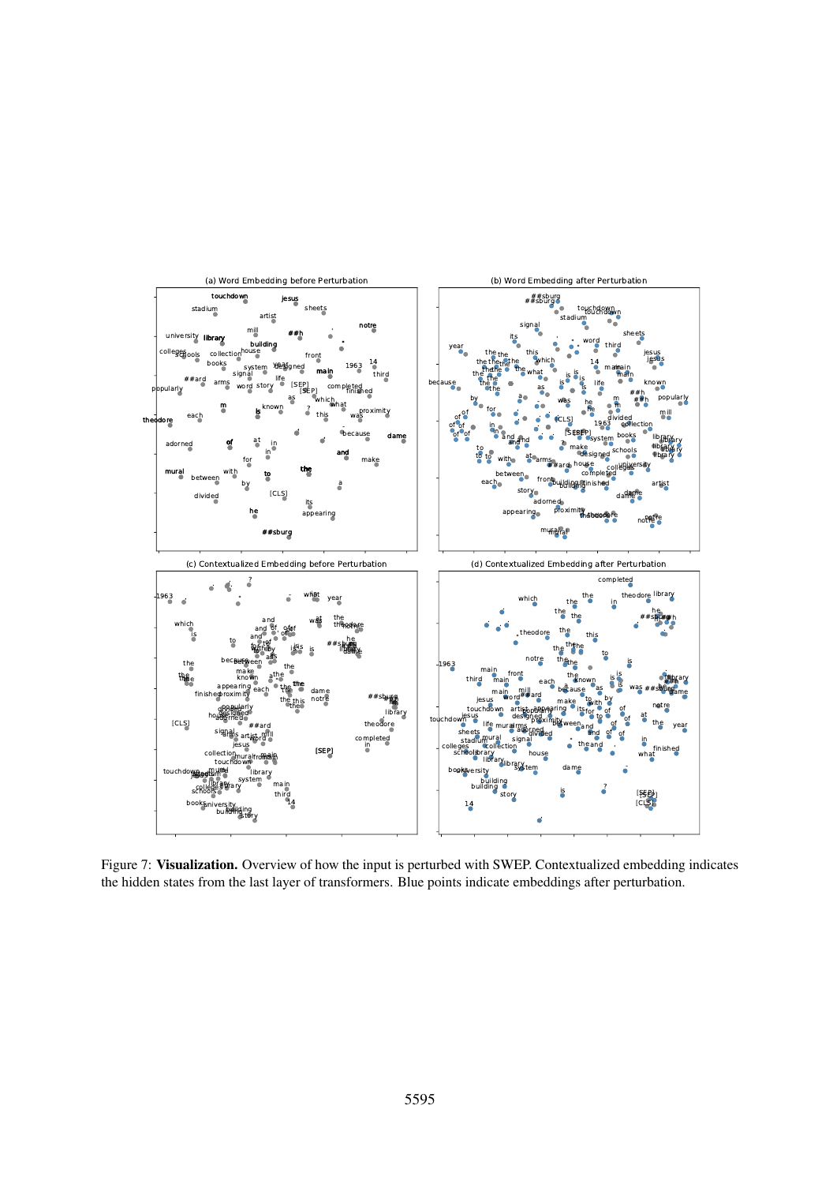(a) Word Embedding before Perturbation

(b) Word Embedding after Perturbation

(c) Contextualized Embedding before Perturbation

(d) Contextualized Embedding after Perturbation

Figure 7: **Visualization.** Overview of how the input is perturbed with SWEP. Contextualized embedding indicates the hidden states from the last layer of transformers. Blue points indicate embeddings after perturbation.